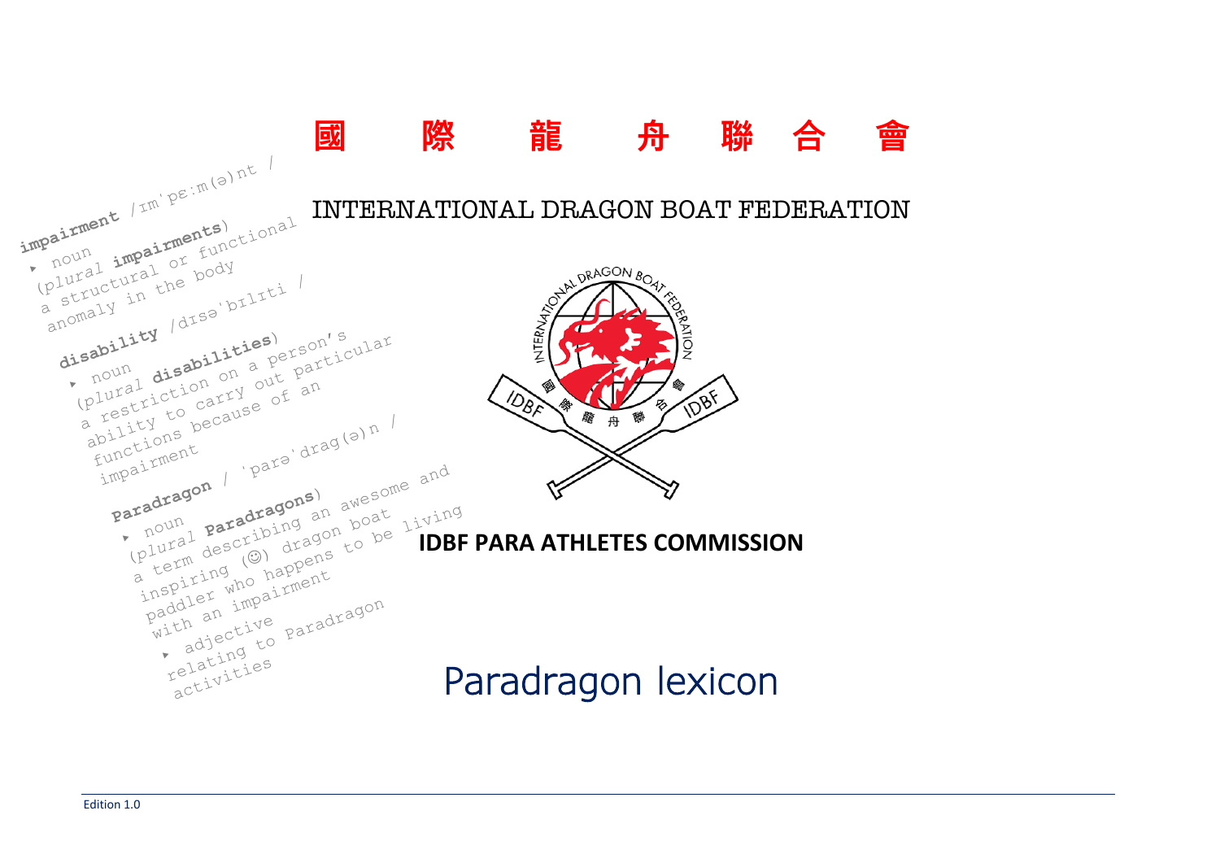# 國 際 龍 舟 聯 合 會

# INTERNATIONAL DRAGON BOAT FEDERATION

**impairment** /ɪmˈpɛːm(ə)nt /
▸ noun
(plural **impairments**)
a structural or functional anomaly in the body

**disability** /dɪsəˈbɪlɪti /
▸ noun
(plural **disabilities**)
a restriction on a person's ability to carry out particular functions because of an impairment

**Paradragon** / ˈparəˈdrag(ə)n /
▸ noun
(plural **Paradragons**)
a term describing an awesome and inspiring (☺) dragon boat paddler who happens to be living with an impairment
▸ adjective
relating to Paradragon activities

## IDBF PARA ATHLETES COMMISSION

# Paradragon lexicon

Edition 1.0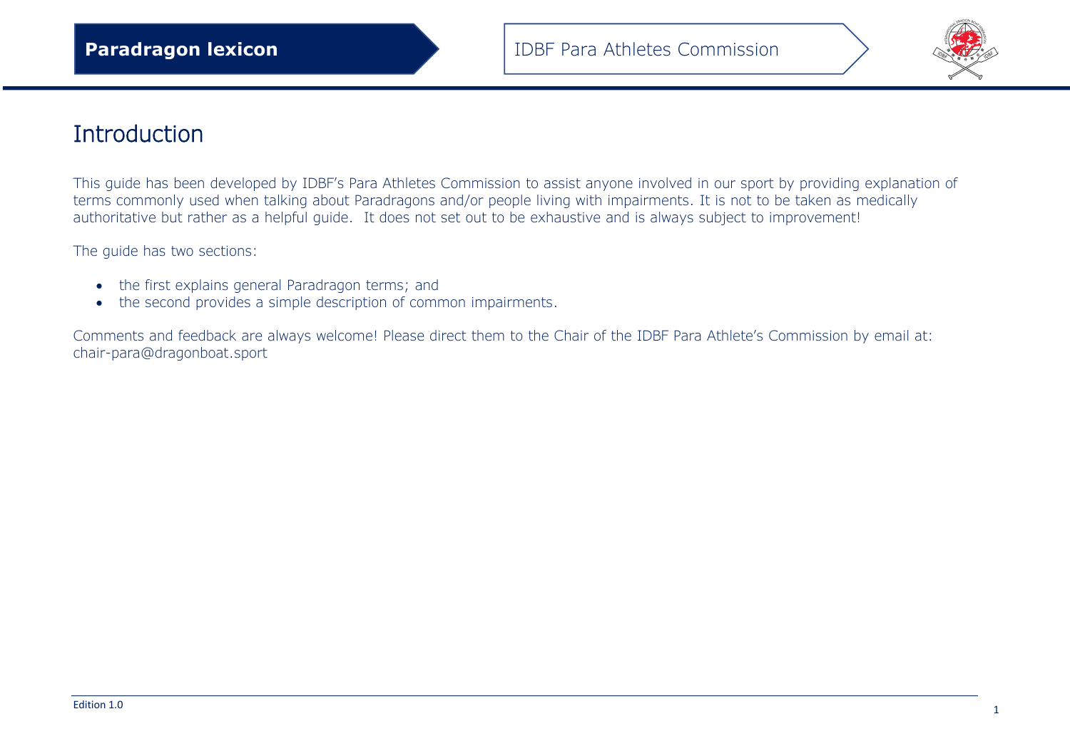# Introduction

This guide has been developed by IDBF's Para Athletes Commission to assist anyone involved in our sport by providing explanation of terms commonly used when talking about Paradragons and/or people living with impairments. It is not to be taken as medically authoritative but rather as a helpful guide. It does not set out to be exhaustive and is always subject to improvement!

The guide has two sections:

- the first explains general Paradragon terms; and
- the second provides a simple description of common impairments.

Comments and feedback are always welcome! Please direct them to the Chair of the IDBF Para Athlete's Commission by email at: chair-para@dragonboat.sport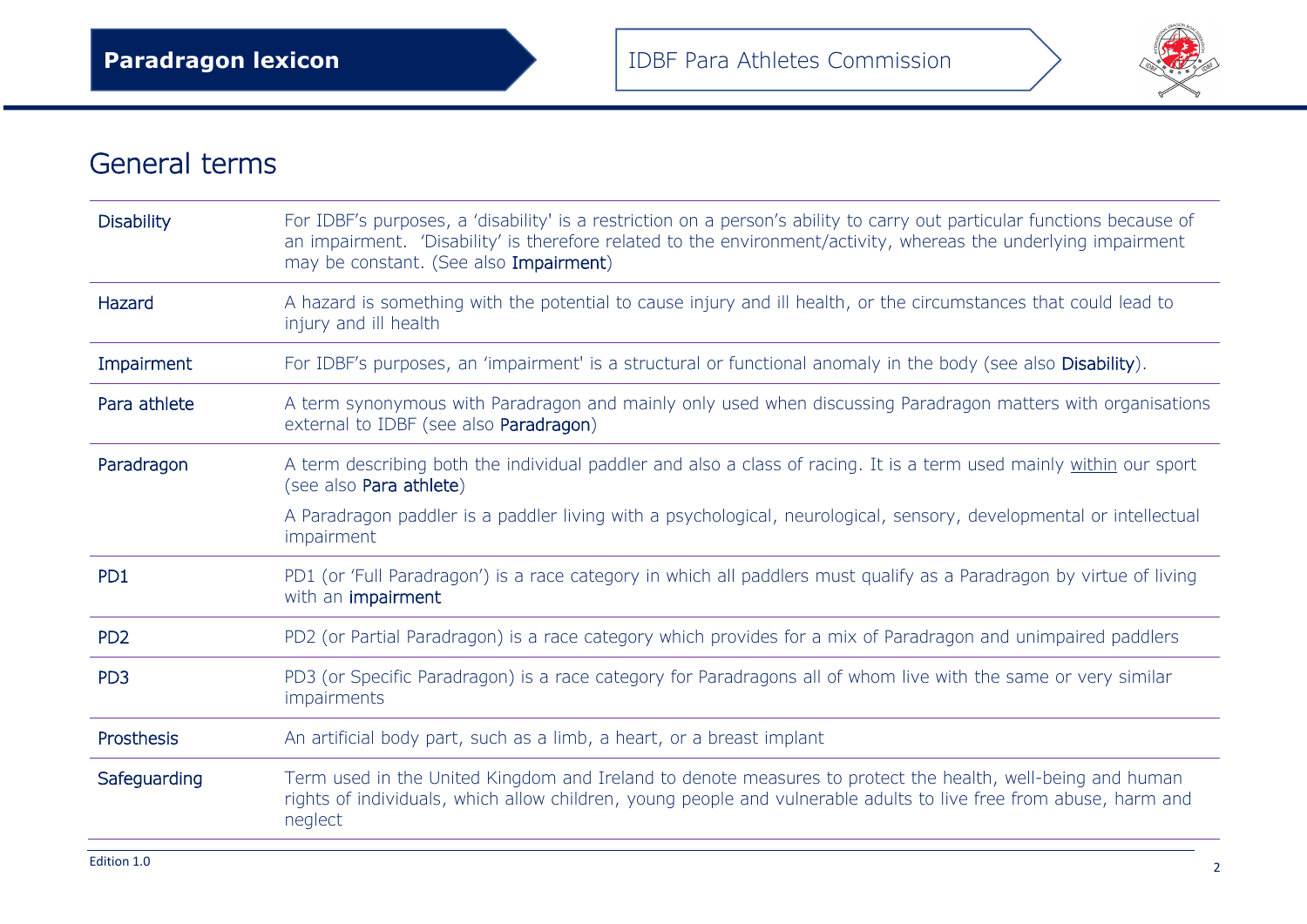# Paradragon lexicon

IDBF Para Athletes Commission

## General terms

| Term | Definition |
|---|---|
| Disability | For IDBF's purposes, a 'disability' is a restriction on a person's ability to carry out particular functions because of an impairment. 'Disability' is therefore related to the environment/activity, whereas the underlying impairment may be constant. (See also Impairment) |
| Hazard | A hazard is something with the potential to cause injury and ill health, or the circumstances that could lead to injury and ill health |
| Impairment | For IDBF's purposes, an 'impairment' is a structural or functional anomaly in the body (see also Disability). |
| Para athlete | A term synonymous with Paradragon and mainly only used when discussing Paradragon matters with organisations external to IDBF (see also Paradragon) |
| Paradragon | A term describing both the individual paddler and also a class of racing. It is a term used mainly within our sport (see also Para athlete)<br><br>A Paradragon paddler is a paddler living with a psychological, neurological, sensory, developmental or intellectual impairment |
| PD1 | PD1 (or 'Full Paradragon') is a race category in which all paddlers must qualify as a Paradragon by virtue of living with an impairment |
| PD2 | PD2 (or Partial Paradragon) is a race category which provides for a mix of Paradragon and unimpaired paddlers |
| PD3 | PD3 (or Specific Paradragon) is a race category for Paradragons all of whom live with the same or very similar impairments |
| Prosthesis | An artificial body part, such as a limb, a heart, or a breast implant |
| Safeguarding | Term used in the United Kingdom and Ireland to denote measures to protect the health, well-being and human rights of individuals, which allow children, young people and vulnerable adults to live free from abuse, harm and neglect |

Edition 1.0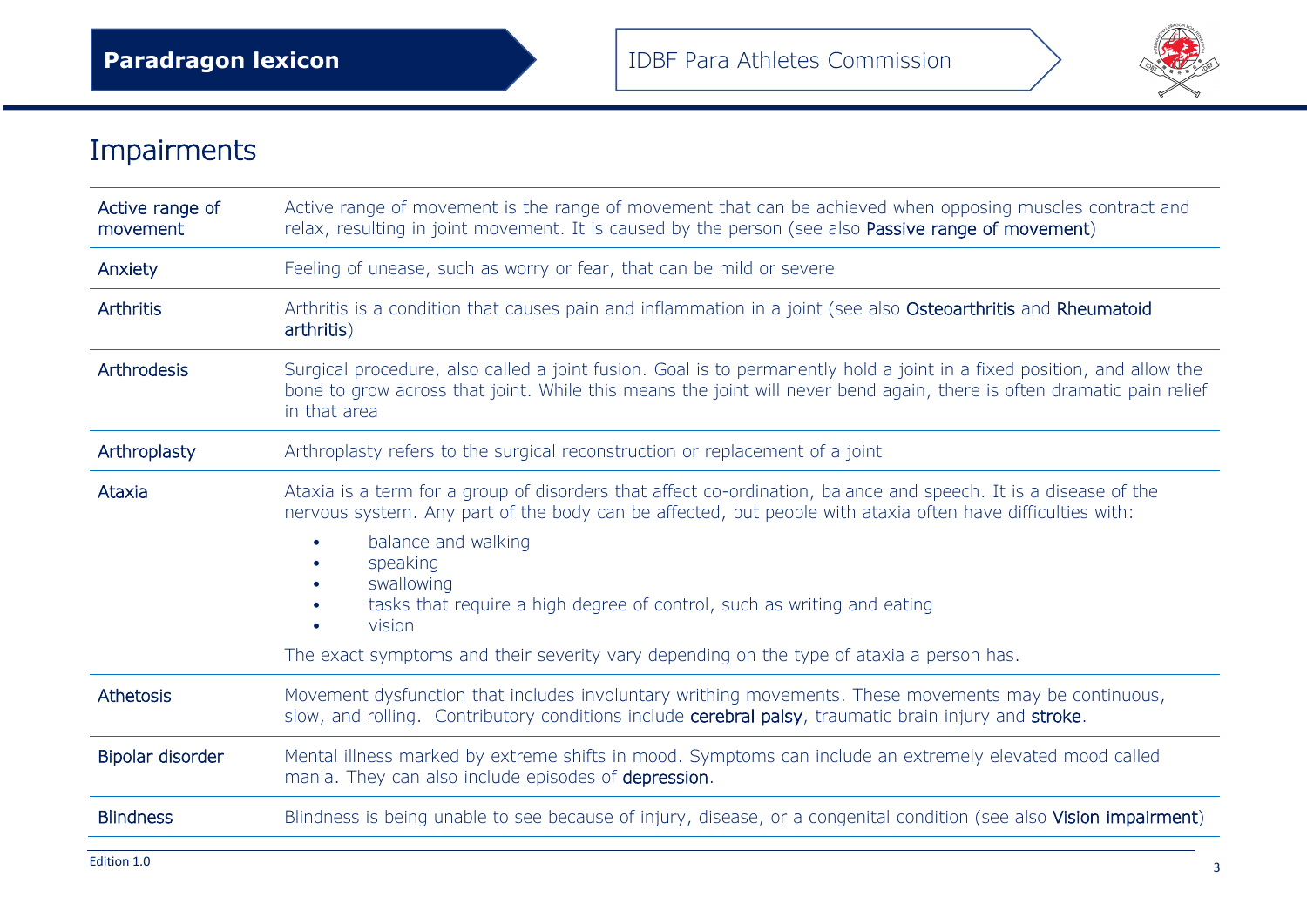## Impairments

| Term | Definition |
|---|---|
| Active range of movement | Active range of movement is the range of movement that can be achieved when opposing muscles contract and relax, resulting in joint movement. It is caused by the person (see also Passive range of movement) |
| Anxiety | Feeling of unease, such as worry or fear, that can be mild or severe |
| Arthritis | Arthritis is a condition that causes pain and inflammation in a joint (see also Osteoarthritis and Rheumatoid arthritis) |
| Arthrodesis | Surgical procedure, also called a joint fusion. Goal is to permanently hold a joint in a fixed position, and allow the bone to grow across that joint. While this means the joint will never bend again, there is often dramatic pain relief in that area |
| Arthroplasty | Arthroplasty refers to the surgical reconstruction or replacement of a joint |
| Ataxia | Ataxia is a term for a group of disorders that affect co-ordination, balance and speech. It is a disease of the nervous system. Any part of the body can be affected, but people with ataxia often have difficulties with:<br>• balance and walking<br>• speaking<br>• swallowing<br>• tasks that require a high degree of control, such as writing and eating<br>• vision<br><br>The exact symptoms and their severity vary depending on the type of ataxia a person has. |
| Athetosis | Movement dysfunction that includes involuntary writhing movements. These movements may be continuous, slow, and rolling. Contributory conditions include cerebral palsy, traumatic brain injury and stroke. |
| Bipolar disorder | Mental illness marked by extreme shifts in mood. Symptoms can include an extremely elevated mood called mania. They can also include episodes of depression. |
| Blindness | Blindness is being unable to see because of injury, disease, or a congenital condition (see also Vision impairment) |

Edition 1.0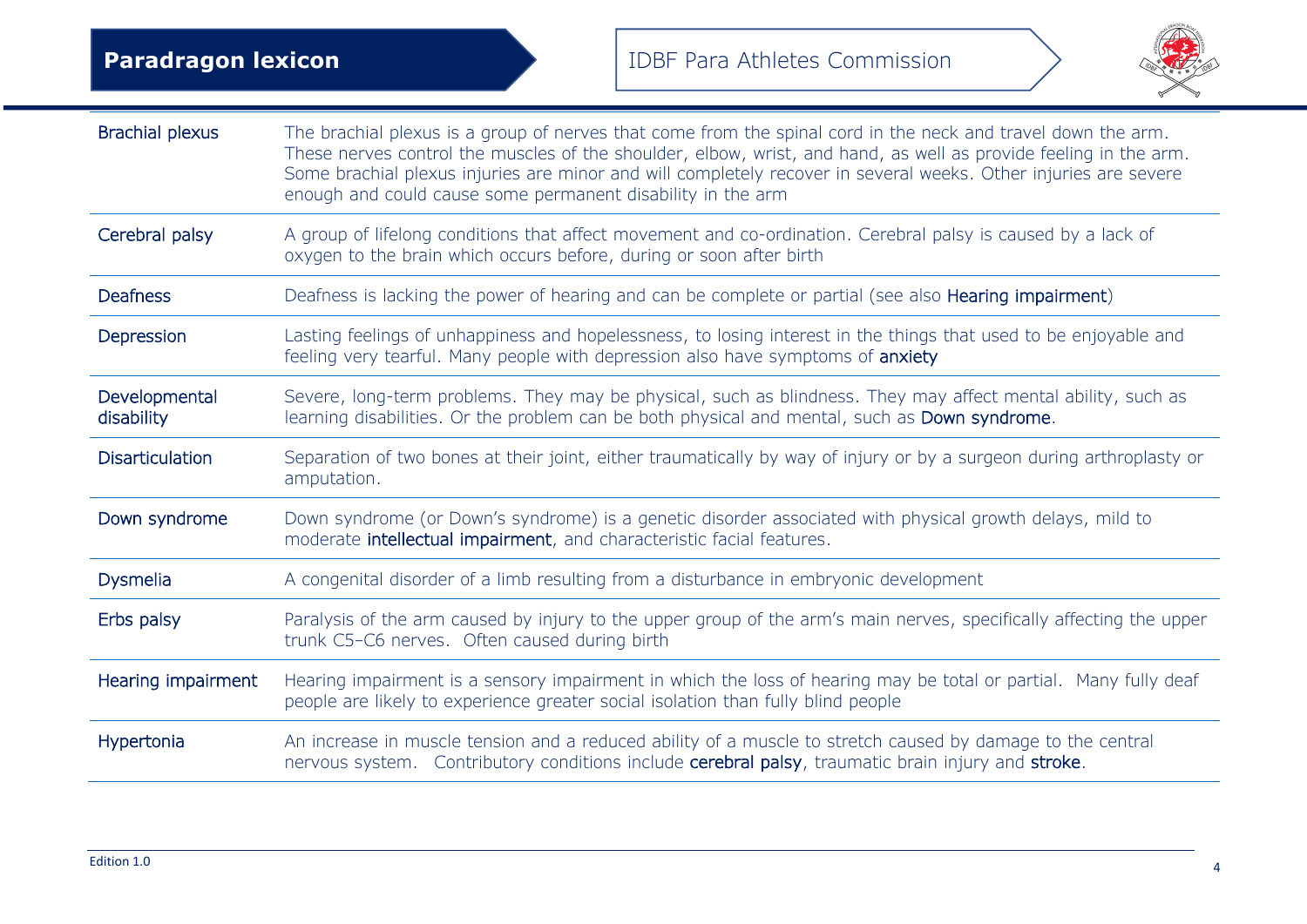| | |
|---|---|
| Brachial plexus | The brachial plexus is a group of nerves that come from the spinal cord in the neck and travel down the arm. These nerves control the muscles of the shoulder, elbow, wrist, and hand, as well as provide feeling in the arm. Some brachial plexus injuries are minor and will completely recover in several weeks. Other injuries are severe enough and could cause some permanent disability in the arm |
| Cerebral palsy | A group of lifelong conditions that affect movement and co-ordination. Cerebral palsy is caused by a lack of oxygen to the brain which occurs before, during or soon after birth |
| Deafness | Deafness is lacking the power of hearing and can be complete or partial (see also Hearing impairment) |
| Depression | Lasting feelings of unhappiness and hopelessness, to losing interest in the things that used to be enjoyable and feeling very tearful. Many people with depression also have symptoms of anxiety |
| Developmental disability | Severe, long-term problems. They may be physical, such as blindness. They may affect mental ability, such as learning disabilities. Or the problem can be both physical and mental, such as Down syndrome. |
| Disarticulation | Separation of two bones at their joint, either traumatically by way of injury or by a surgeon during arthroplasty or amputation. |
| Down syndrome | Down syndrome (or Down's syndrome) is a genetic disorder associated with physical growth delays, mild to moderate intellectual impairment, and characteristic facial features. |
| Dysmelia | A congenital disorder of a limb resulting from a disturbance in embryonic development |
| Erbs palsy | Paralysis of the arm caused by injury to the upper group of the arm's main nerves, specifically affecting the upper trunk C5–C6 nerves. Often caused during birth |
| Hearing impairment | Hearing impairment is a sensory impairment in which the loss of hearing may be total or partial. Many fully deaf people are likely to experience greater social isolation than fully blind people |
| Hypertonia | An increase in muscle tension and a reduced ability of a muscle to stretch caused by damage to the central nervous system. Contributory conditions include cerebral palsy, traumatic brain injury and stroke. |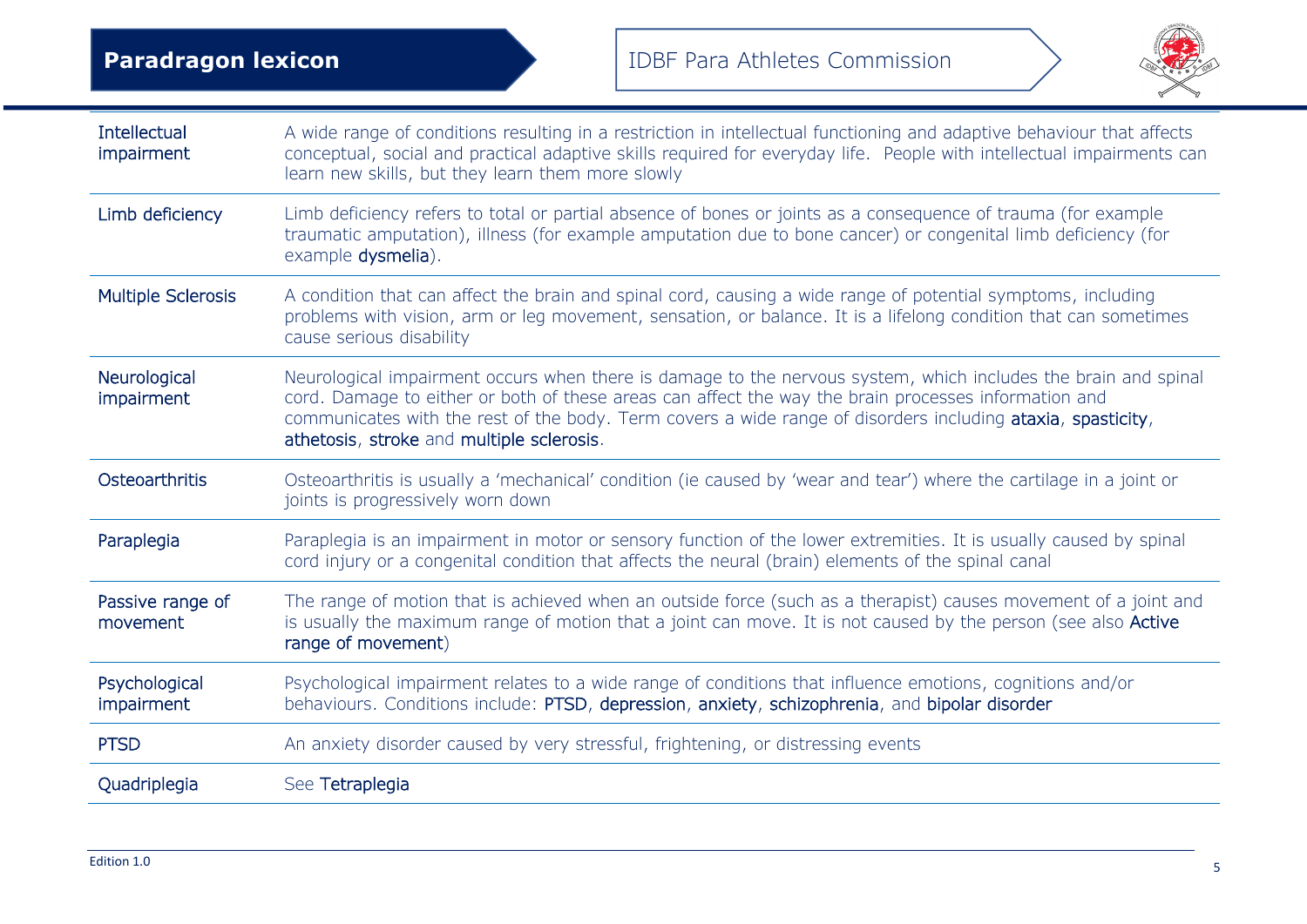# Paradragon lexicon

IDBF Para Athletes Commission

| | |
|---|---|
| Intellectual impairment | A wide range of conditions resulting in a restriction in intellectual functioning and adaptive behaviour that affects conceptual, social and practical adaptive skills required for everyday life.  People with intellectual impairments can learn new skills, but they learn them more slowly |
| Limb deficiency | Limb deficiency refers to total or partial absence of bones or joints as a consequence of trauma (for example traumatic amputation), illness (for example amputation due to bone cancer) or congenital limb deficiency (for example dysmelia). |
| Multiple Sclerosis | A condition that can affect the brain and spinal cord, causing a wide range of potential symptoms, including problems with vision, arm or leg movement, sensation, or balance. It is a lifelong condition that can sometimes cause serious disability |
| Neurological impairment | Neurological impairment occurs when there is damage to the nervous system, which includes the brain and spinal cord. Damage to either or both of these areas can affect the way the brain processes information and communicates with the rest of the body. Term covers a wide range of disorders including ataxia, spasticity, athetosis, stroke and multiple sclerosis. |
| Osteoarthritis | Osteoarthritis is usually a 'mechanical' condition (ie caused by 'wear and tear') where the cartilage in a joint or joints is progressively worn down |
| Paraplegia | Paraplegia is an impairment in motor or sensory function of the lower extremities. It is usually caused by spinal cord injury or a congenital condition that affects the neural (brain) elements of the spinal canal |
| Passive range of movement | The range of motion that is achieved when an outside force (such as a therapist) causes movement of a joint and is usually the maximum range of motion that a joint can move. It is not caused by the person (see also Active range of movement) |
| Psychological impairment | Psychological impairment relates to a wide range of conditions that influence emotions, cognitions and/or behaviours. Conditions include: PTSD, depression, anxiety, schizophrenia, and bipolar disorder |
| PTSD | An anxiety disorder caused by very stressful, frightening, or distressing events |
| Quadriplegia | See Tetraplegia |

Edition 1.0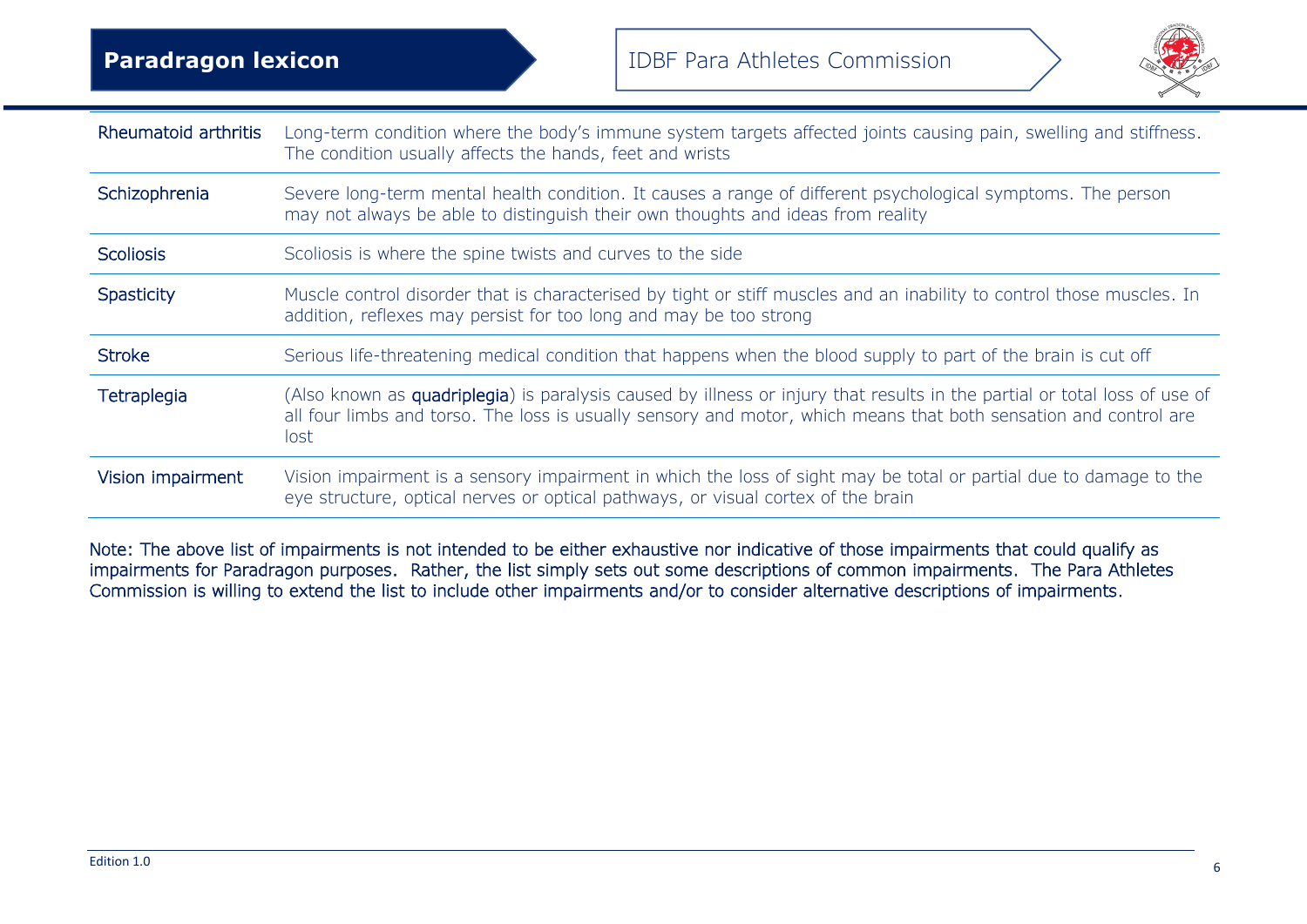## Paradragon lexicon

IDBF Para Athletes Commission

| | |
|---|---|
| Rheumatoid arthritis | Long-term condition where the body's immune system targets affected joints causing pain, swelling and stiffness. The condition usually affects the hands, feet and wrists |
| Schizophrenia | Severe long-term mental health condition. It causes a range of different psychological symptoms. The person may not always be able to distinguish their own thoughts and ideas from reality |
| Scoliosis | Scoliosis is where the spine twists and curves to the side |
| Spasticity | Muscle control disorder that is characterised by tight or stiff muscles and an inability to control those muscles. In addition, reflexes may persist for too long and may be too strong |
| Stroke | Serious life-threatening medical condition that happens when the blood supply to part of the brain is cut off |
| Tetraplegia | (Also known as **quadriplegia**) is paralysis caused by illness or injury that results in the partial or total loss of use of all four limbs and torso. The loss is usually sensory and motor, which means that both sensation and control are lost |
| Vision impairment | Vision impairment is a sensory impairment in which the loss of sight may be total or partial due to damage to the eye structure, optical nerves or optical pathways, or visual cortex of the brain |

Note: The above list of impairments is not intended to be either exhaustive nor indicative of those impairments that could qualify as impairments for Paradragon purposes. Rather, the list simply sets out some descriptions of common impairments. The Para Athletes Commission is willing to extend the list to include other impairments and/or to consider alternative descriptions of impairments.

Edition 1.0